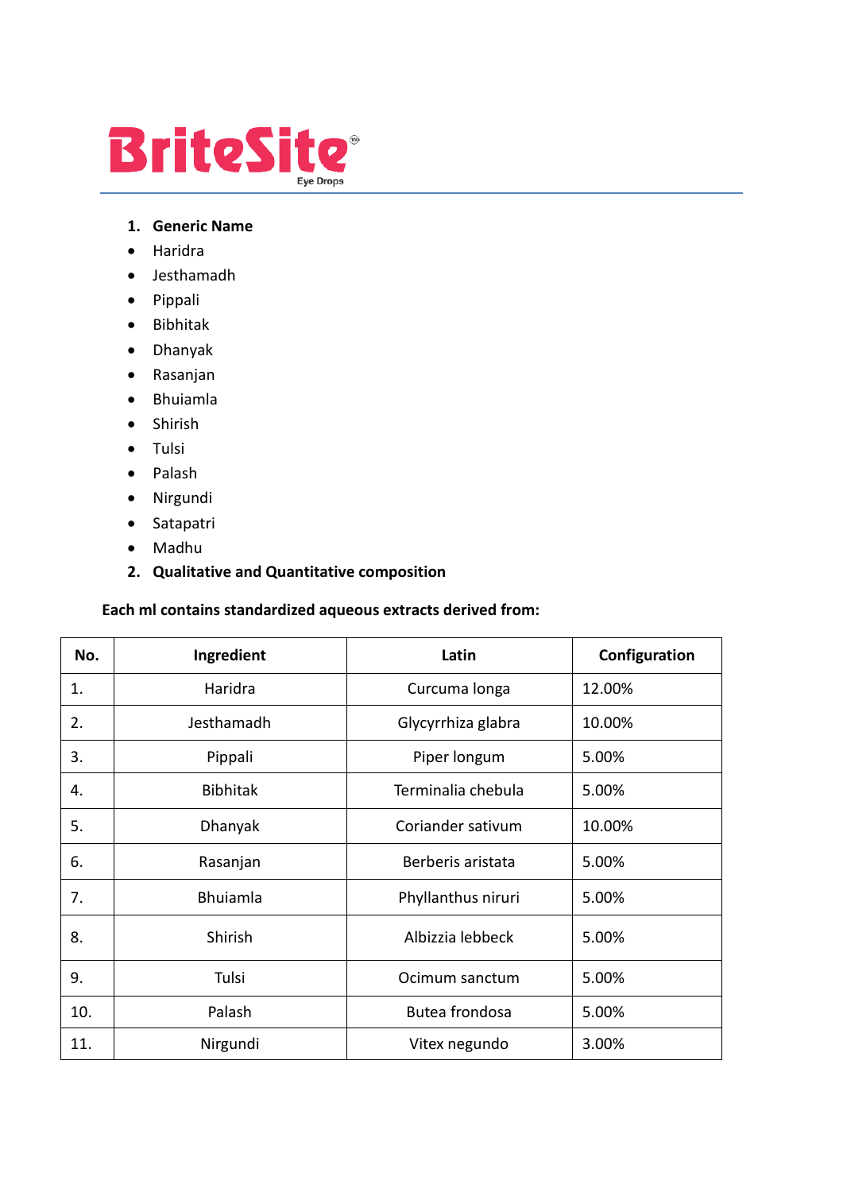# BriteSite™

Eye Drops

1. **Generic Name**

- Haridra
- Jesthamadh
- Pippali
- Bibhitak
- Dhanyak
- Rasanjan
- Bhuiamla
- Shirish
- Tulsi
- Palash
- Nirgundi
- Satapatri
- Madhu

2. **Qualitative and Quantitative composition**

**Each ml contains standardized aqueous extracts derived from:**

| No. | Ingredient | Latin | Configuration |
|---|---|---|---|
| 1. | Haridra | Curcuma longa | 12.00% |
| 2. | Jesthamadh | Glycyrrhiza glabra | 10.00% |
| 3. | Pippali | Piper longum | 5.00% |
| 4. | Bibhitak | Terminalia chebula | 5.00% |
| 5. | Dhanyak | Coriander sativum | 10.00% |
| 6. | Rasanjan | Berberis aristata | 5.00% |
| 7. | Bhuiamla | Phyllanthus niruri | 5.00% |
| 8. | Shirish | Albizzia lebbeck | 5.00% |
| 9. | Tulsi | Ocimum sanctum | 5.00% |
| 10. | Palash | Butea frondosa | 5.00% |
| 11. | Nirgundi | Vitex negundo | 3.00% |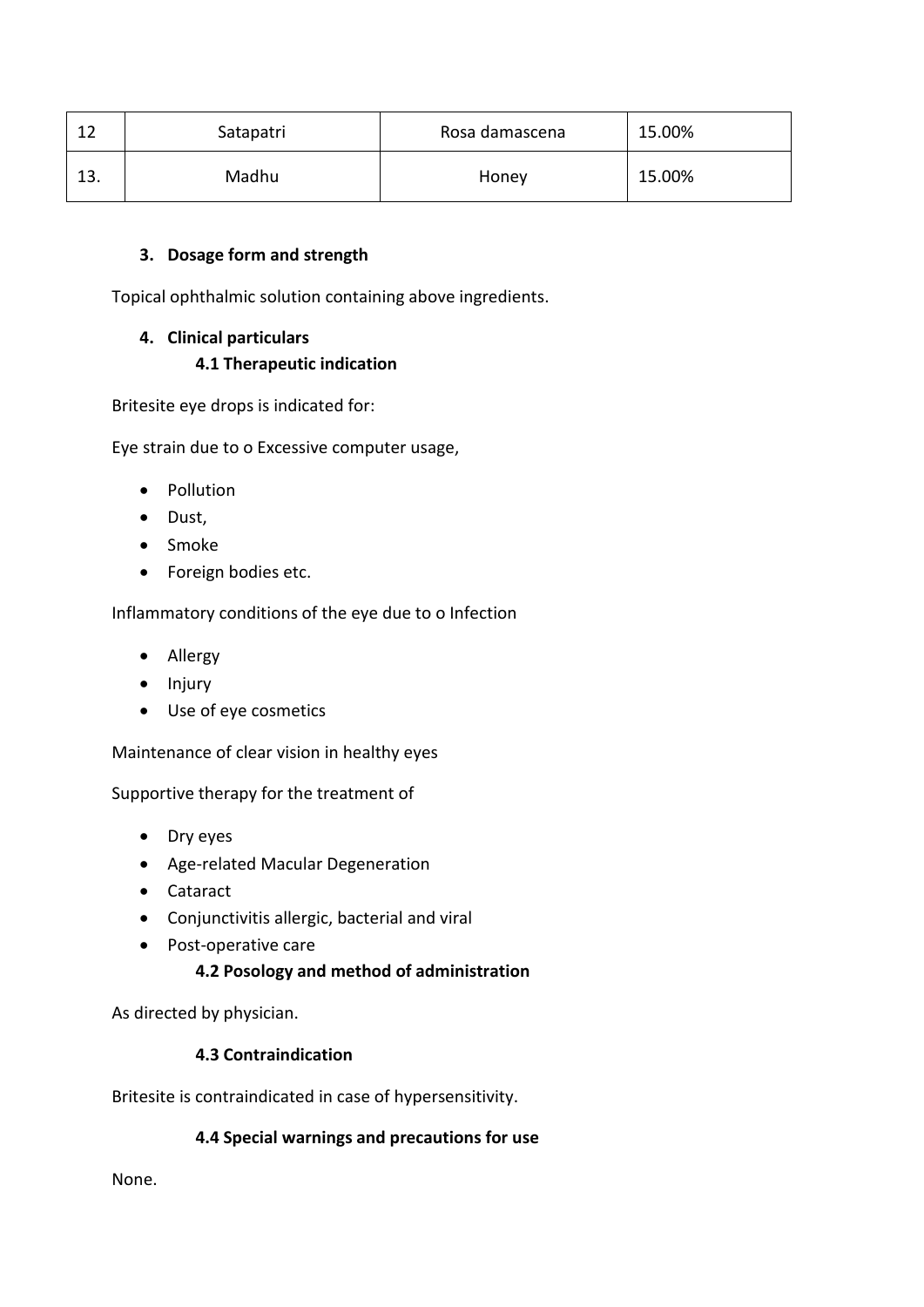| 12 | Satapatri | Rosa damascena | 15.00% |
|---|---|---|---|
| 13. | Madhu | Honey | 15.00% |

### 3. Dosage form and strength

Topical ophthalmic solution containing above ingredients.

### 4. Clinical particulars

#### 4.1 Therapeutic indication

Britesite eye drops is indicated for:

Eye strain due to o Excessive computer usage,

- Pollution
- Dust,
- Smoke
- Foreign bodies etc.

Inflammatory conditions of the eye due to o Infection

- Allergy
- Injury
- Use of eye cosmetics

Maintenance of clear vision in healthy eyes

Supportive therapy for the treatment of

- Dry eyes
- Age-related Macular Degeneration
- Cataract
- Conjunctivitis allergic, bacterial and viral
- Post-operative care

#### 4.2 Posology and method of administration

As directed by physician.

#### 4.3 Contraindication

Britesite is contraindicated in case of hypersensitivity.

#### 4.4 Special warnings and precautions for use

None.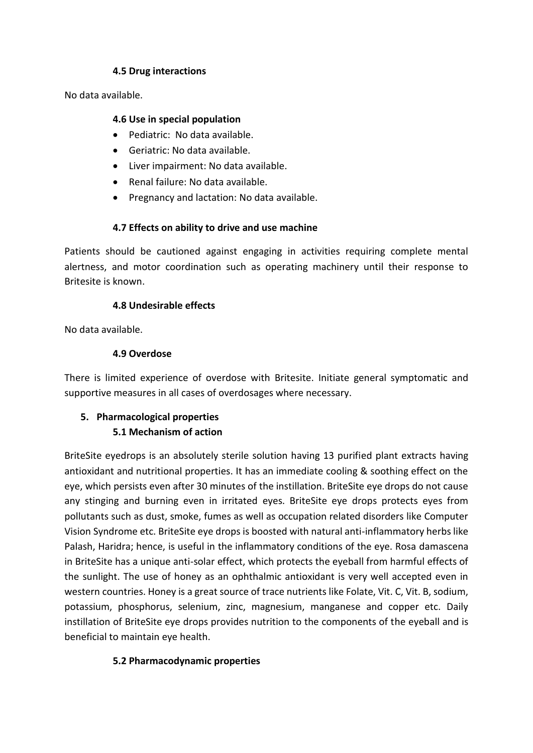### 4.5 Drug interactions

No data available.

### 4.6 Use in special population

- Pediatric: No data available.
- Geriatric: No data available.
- Liver impairment: No data available.
- Renal failure: No data available.
- Pregnancy and lactation: No data available.

### 4.7 Effects on ability to drive and use machine

Patients should be cautioned against engaging in activities requiring complete mental alertness, and motor coordination such as operating machinery until their response to Britesite is known.

### 4.8 Undesirable effects

No data available.

### 4.9 Overdose

There is limited experience of overdose with Britesite. Initiate general symptomatic and supportive measures in all cases of overdosages where necessary.

## 5. Pharmacological properties

### 5.1 Mechanism of action

BriteSite eyedrops is an absolutely sterile solution having 13 purified plant extracts having antioxidant and nutritional properties. It has an immediate cooling & soothing effect on the eye, which persists even after 30 minutes of the instillation. BriteSite eye drops do not cause any stinging and burning even in irritated eyes. BriteSite eye drops protects eyes from pollutants such as dust, smoke, fumes as well as occupation related disorders like Computer Vision Syndrome etc. BriteSite eye drops is boosted with natural anti-inflammatory herbs like Palash, Haridra; hence, is useful in the inflammatory conditions of the eye. Rosa damascena in BriteSite has a unique anti-solar effect, which protects the eyeball from harmful effects of the sunlight. The use of honey as an ophthalmic antioxidant is very well accepted even in western countries. Honey is a great source of trace nutrients like Folate, Vit. C, Vit. B, sodium, potassium, phosphorus, selenium, zinc, magnesium, manganese and copper etc. Daily instillation of BriteSite eye drops provides nutrition to the components of the eyeball and is beneficial to maintain eye health.

### 5.2 Pharmacodynamic properties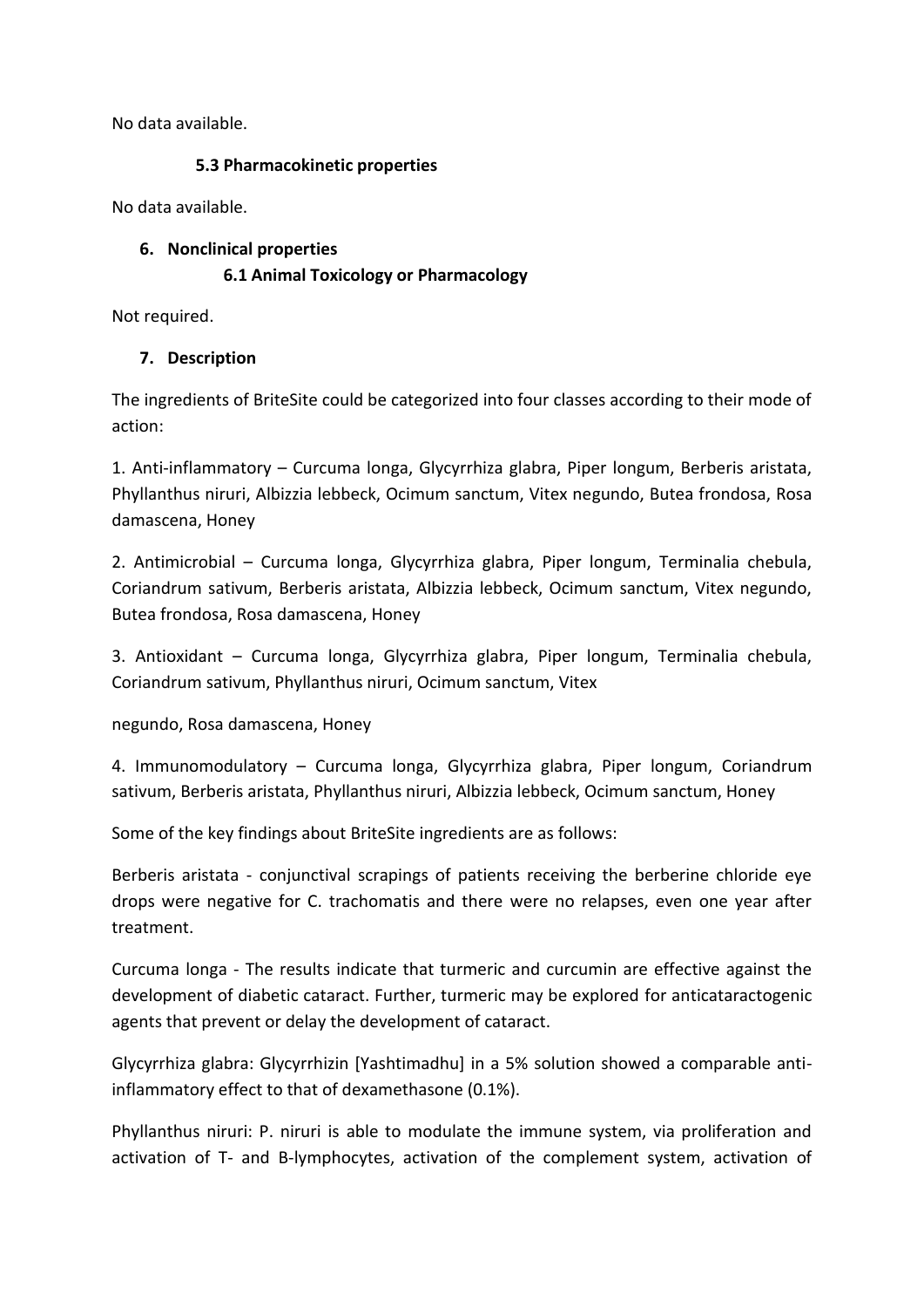No data available.

### 5.3 Pharmacokinetic properties

No data available.

## 6. Nonclinical properties

### 6.1 Animal Toxicology or Pharmacology

Not required.

## 7. Description

The ingredients of BriteSite could be categorized into four classes according to their mode of action:

1. Anti-inflammatory – Curcuma longa, Glycyrrhiza glabra, Piper longum, Berberis aristata, Phyllanthus niruri, Albizzia lebbeck, Ocimum sanctum, Vitex negundo, Butea frondosa, Rosa damascena, Honey

2. Antimicrobial – Curcuma longa, Glycyrrhiza glabra, Piper longum, Terminalia chebula, Coriandrum sativum, Berberis aristata, Albizzia lebbeck, Ocimum sanctum, Vitex negundo, Butea frondosa, Rosa damascena, Honey

3. Antioxidant – Curcuma longa, Glycyrrhiza glabra, Piper longum, Terminalia chebula, Coriandrum sativum, Phyllanthus niruri, Ocimum sanctum, Vitex negundo, Rosa damascena, Honey

4. Immunomodulatory – Curcuma longa, Glycyrrhiza glabra, Piper longum, Coriandrum sativum, Berberis aristata, Phyllanthus niruri, Albizzia lebbeck, Ocimum sanctum, Honey

Some of the key findings about BriteSite ingredients are as follows:

Berberis aristata - conjunctival scrapings of patients receiving the berberine chloride eye drops were negative for C. trachomatis and there were no relapses, even one year after treatment.

Curcuma longa - The results indicate that turmeric and curcumin are effective against the development of diabetic cataract. Further, turmeric may be explored for anticataractogenic agents that prevent or delay the development of cataract.

Glycyrrhiza glabra: Glycyrrhizin [Yashtimadhu] in a 5% solution showed a comparable anti-inflammatory effect to that of dexamethasone (0.1%).

Phyllanthus niruri: P. niruri is able to modulate the immune system, via proliferation and activation of T- and B-lymphocytes, activation of the complement system, activation of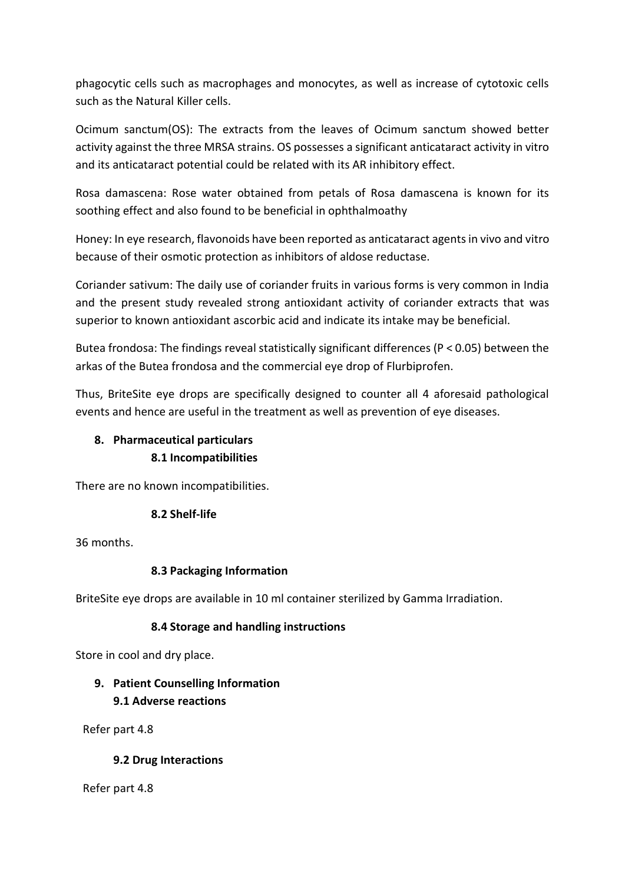phagocytic cells such as macrophages and monocytes, as well as increase of cytotoxic cells such as the Natural Killer cells.

Ocimum sanctum(OS): The extracts from the leaves of Ocimum sanctum showed better activity against the three MRSA strains. OS possesses a significant anticataract activity in vitro and its anticataract potential could be related with its AR inhibitory effect.

Rosa damascena: Rose water obtained from petals of Rosa damascena is known for its soothing effect and also found to be beneficial in ophthalmoathy

Honey: In eye research, flavonoids have been reported as anticataract agents in vivo and vitro because of their osmotic protection as inhibitors of aldose reductase.

Coriander sativum: The daily use of coriander fruits in various forms is very common in India and the present study revealed strong antioxidant activity of coriander extracts that was superior to known antioxidant ascorbic acid and indicate its intake may be beneficial.

Butea frondosa: The findings reveal statistically significant differences ($P < 0.05$) between the arkas of the Butea frondosa and the commercial eye drop of Flurbiprofen.

Thus, BriteSite eye drops are specifically designed to counter all 4 aforesaid pathological events and hence are useful in the treatment as well as prevention of eye diseases.

## 8. Pharmaceutical particulars

### 8.1 Incompatibilities

There are no known incompatibilities.

### 8.2 Shelf-life

36 months.

### 8.3 Packaging Information

BriteSite eye drops are available in 10 ml container sterilized by Gamma Irradiation.

### 8.4 Storage and handling instructions

Store in cool and dry place.

## 9. Patient Counselling Information

### 9.1 Adverse reactions

Refer part 4.8

### 9.2 Drug Interactions

Refer part 4.8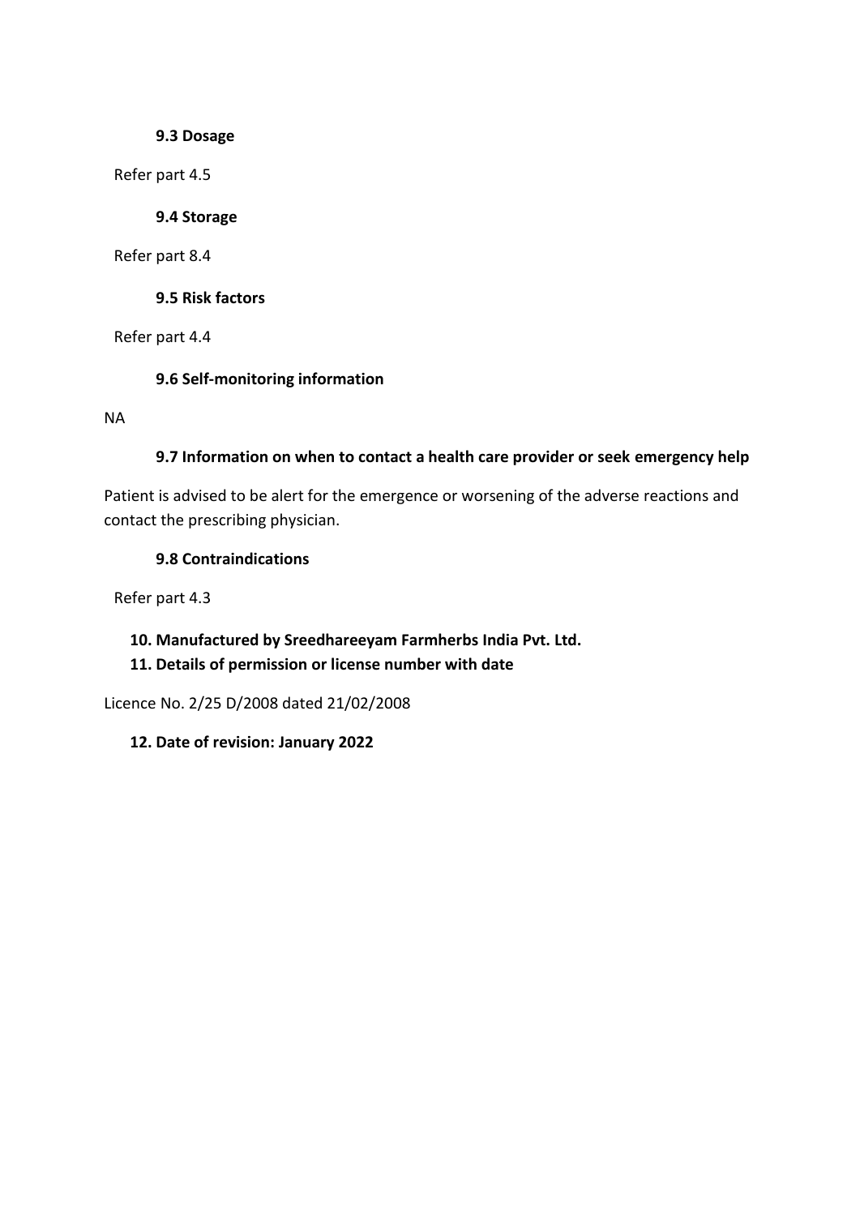### 9.3 Dosage

Refer part 4.5

### 9.4 Storage

Refer part 8.4

### 9.5 Risk factors

Refer part 4.4

### 9.6 Self-monitoring information

NA

### 9.7 Information on when to contact a health care provider or seek emergency help

Patient is advised to be alert for the emergence or worsening of the adverse reactions and contact the prescribing physician.

### 9.8 Contraindications

Refer part 4.3

## 10. Manufactured by Sreedhareeyam Farmherbs India Pvt. Ltd.

## 11. Details of permission or license number with date

Licence No. 2/25 D/2008 dated 21/02/2008

## 12. Date of revision: January 2022